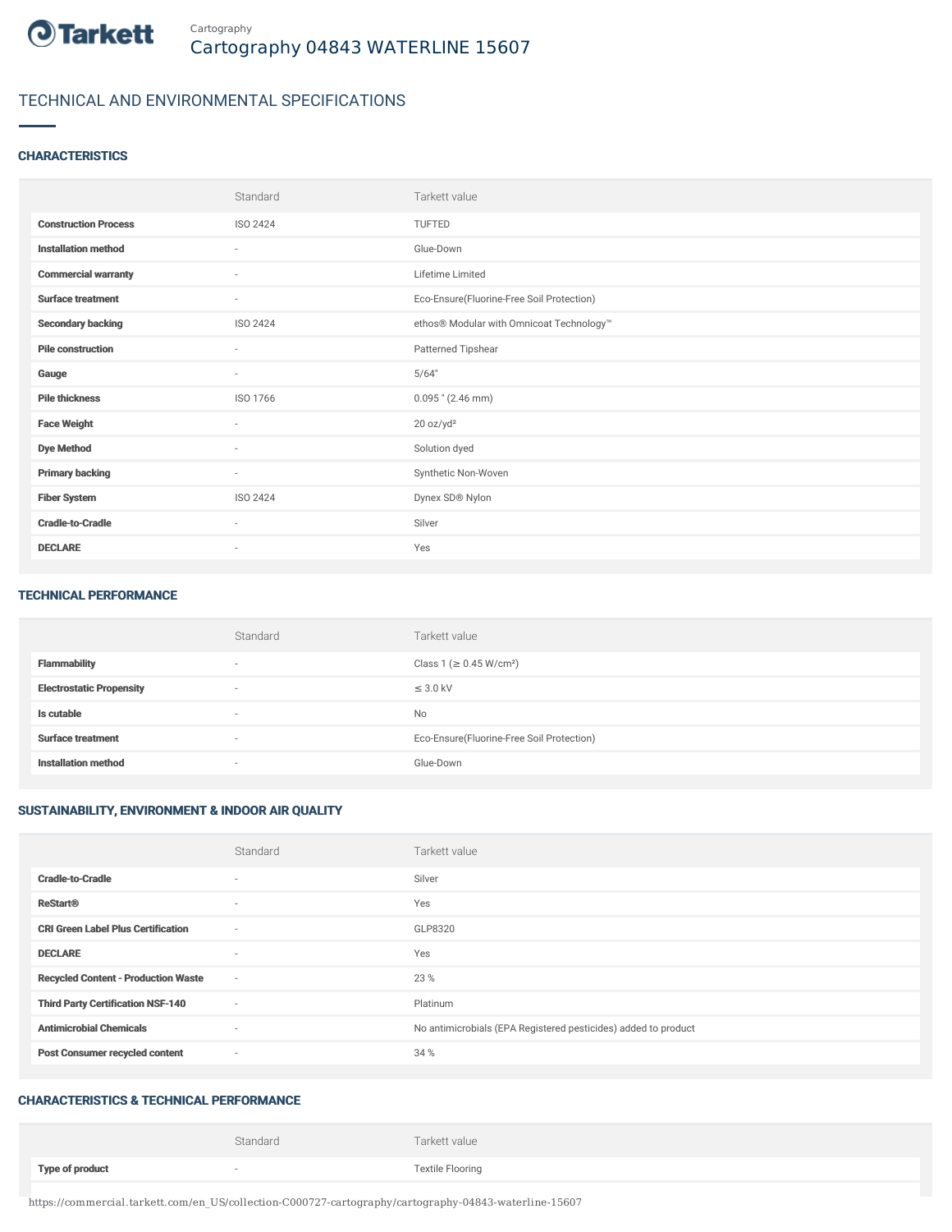Cartography

# Cartography 04843 WATERLINE 15607

## TECHNICAL AND ENVIRONMENTAL SPECIFICATIONS

### CHARACTERISTICS

| | Standard | Tarkett value |
|---|---|---|
| **Construction Process** | ISO 2424 | TUFTED |
| **Installation method** | - | Glue-Down |
| **Commercial warranty** | - | Lifetime Limited |
| **Surface treatment** | - | Eco-Ensure(Fluorine-Free Soil Protection) |
| **Secondary backing** | ISO 2424 | ethos® Modular with Omnicoat Technology™ |
| **Pile construction** | - | Patterned Tipshear |
| **Gauge** | - | 5/64" |
| **Pile thickness** | ISO 1766 | 0.095 " (2.46 mm) |
| **Face Weight** | - | 20 oz/yd² |
| **Dye Method** | - | Solution dyed |
| **Primary backing** | - | Synthetic Non-Woven |
| **Fiber System** | ISO 2424 | Dynex SD® Nylon |
| **Cradle-to-Cradle** | - | Silver |
| **DECLARE** | - | Yes |

### TECHNICAL PERFORMANCE

| | Standard | Tarkett value |
|---|---|---|
| **Flammability** | - | Class 1 (≥ 0.45 W/cm²) |
| **Electrostatic Propensity** | - | ≤ 3.0 kV |
| **Is cutable** | - | No |
| **Surface treatment** | - | Eco-Ensure(Fluorine-Free Soil Protection) |
| **Installation method** | - | Glue-Down |

### SUSTAINABILITY, ENVIRONMENT & INDOOR AIR QUALITY

| | Standard | Tarkett value |
|---|---|---|
| **Cradle-to-Cradle** | - | Silver |
| **ReStart®** | - | Yes |
| **CRI Green Label Plus Certification** | - | GLP8320 |
| **DECLARE** | - | Yes |
| **Recycled Content - Production Waste** | - | 23 % |
| **Third Party Certification NSF-140** | - | Platinum |
| **Antimicrobial Chemicals** | - | No antimicrobials (EPA Registered pesticides) added to product |
| **Post Consumer recycled content** | - | 34 % |

### CHARACTERISTICS & TECHNICAL PERFORMANCE

| | Standard | Tarkett value |
|---|---|---|
| **Type of product** | - | Textile Flooring |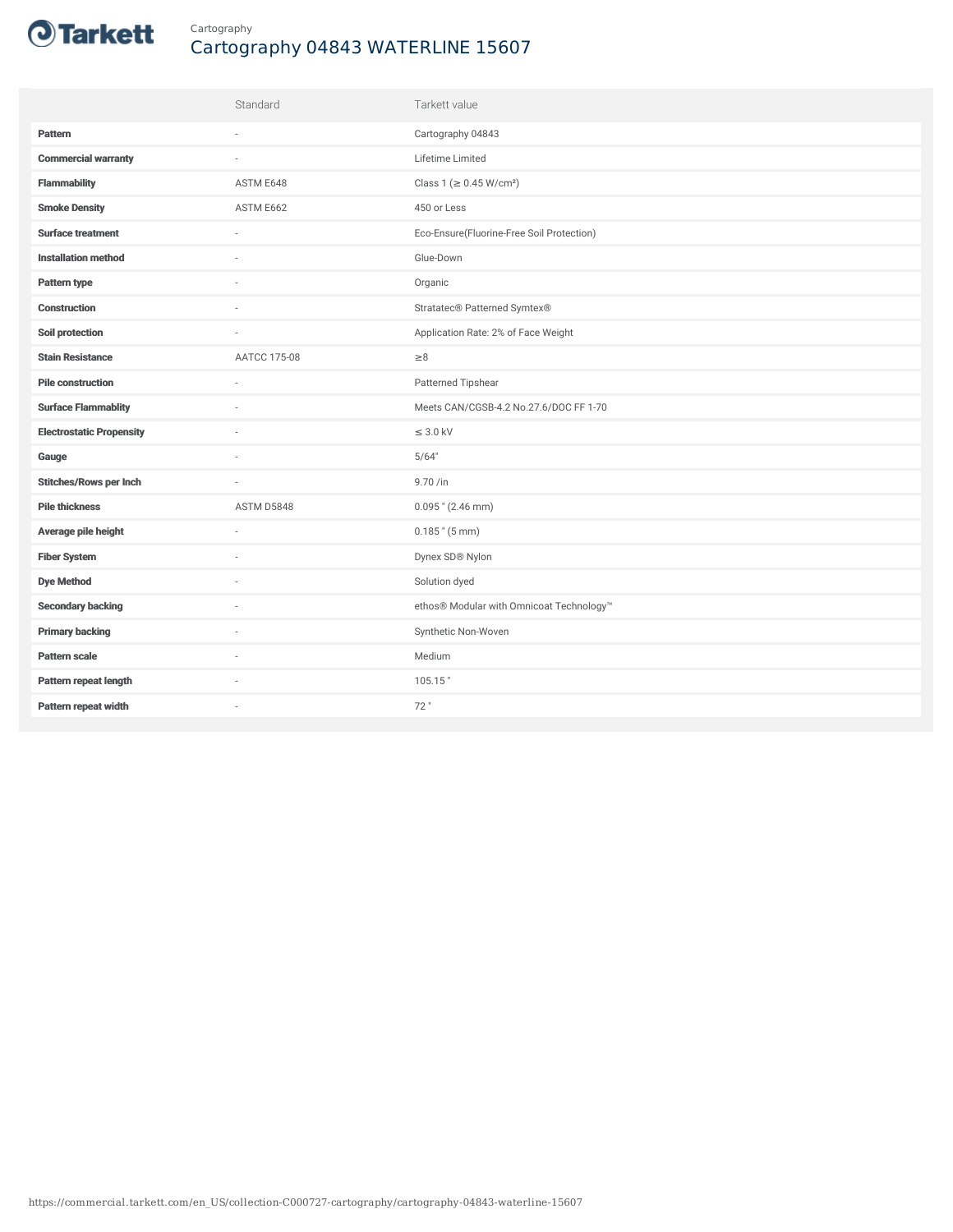Cartography

# Cartography 04843 WATERLINE 15607

| | Standard | Tarkett value |
|---|---|---|
| **Pattern** | - | Cartography 04843 |
| **Commercial warranty** | - | Lifetime Limited |
| **Flammability** | ASTM E648 | Class 1 (≥ 0.45 W/cm²) |
| **Smoke Density** | ASTM E662 | 450 or Less |
| **Surface treatment** | - | Eco-Ensure(Fluorine-Free Soil Protection) |
| **Installation method** | - | Glue-Down |
| **Pattern type** | - | Organic |
| **Construction** | - | Stratatec® Patterned Symtex® |
| **Soil protection** | - | Application Rate: 2% of Face Weight |
| **Stain Resistance** | AATCC 175-08 | ≥8 |
| **Pile construction** | - | Patterned Tipshear |
| **Surface Flammablity** | - | Meets CAN/CGSB-4.2 No.27.6/DOC FF 1-70 |
| **Electrostatic Propensity** | - | ≤ 3.0 kV |
| **Gauge** | - | 5/64" |
| **Stitches/Rows per Inch** | - | 9.70 /in |
| **Pile thickness** | ASTM D5848 | 0.095 " (2.46 mm) |
| **Average pile height** | - | 0.185 " (5 mm) |
| **Fiber System** | - | Dynex SD® Nylon |
| **Dye Method** | - | Solution dyed |
| **Secondary backing** | - | ethos® Modular with Omnicoat Technology™ |
| **Primary backing** | - | Synthetic Non-Woven |
| **Pattern scale** | - | Medium |
| **Pattern repeat length** | - | 105.15 " |
| **Pattern repeat width** | - | 72 " |